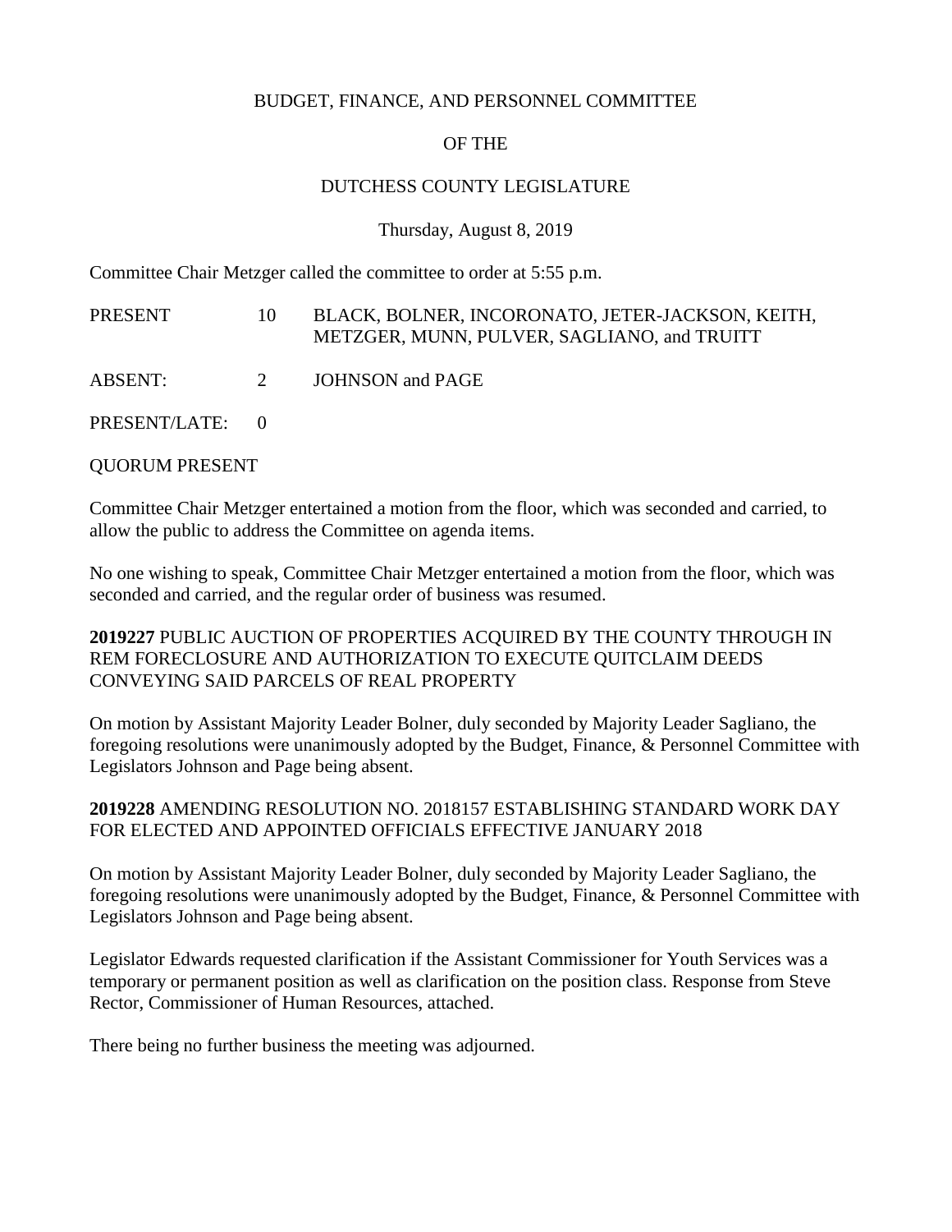# BUDGET, FINANCE, AND PERSONNEL COMMITTEE

# OF THE

# DUTCHESS COUNTY LEGISLATURE

Thursday, August 8, 2019

Committee Chair Metzger called the committee to order at 5:55 p.m.

| | | |
|---|---|---|
| PRESENT | 10 | BLACK, BOLNER, INCORONATO, JETER-JACKSON, KEITH, METZGER, MUNN, PULVER, SAGLIANO, and TRUITT |
| ABSENT: | 2 | JOHNSON and PAGE |
| PRESENT/LATE: | 0 | |

QUORUM PRESENT

Committee Chair Metzger entertained a motion from the floor, which was seconded and carried, to allow the public to address the Committee on agenda items.

No one wishing to speak, Committee Chair Metzger entertained a motion from the floor, which was seconded and carried, and the regular order of business was resumed.

**2019227** PUBLIC AUCTION OF PROPERTIES ACQUIRED BY THE COUNTY THROUGH IN REM FORECLOSURE AND AUTHORIZATION TO EXECUTE QUITCLAIM DEEDS CONVEYING SAID PARCELS OF REAL PROPERTY

On motion by Assistant Majority Leader Bolner, duly seconded by Majority Leader Sagliano, the foregoing resolutions were unanimously adopted by the Budget, Finance, & Personnel Committee with Legislators Johnson and Page being absent.

**2019228** AMENDING RESOLUTION NO. 2018157 ESTABLISHING STANDARD WORK DAY FOR ELECTED AND APPOINTED OFFICIALS EFFECTIVE JANUARY 2018

On motion by Assistant Majority Leader Bolner, duly seconded by Majority Leader Sagliano, the foregoing resolutions were unanimously adopted by the Budget, Finance, & Personnel Committee with Legislators Johnson and Page being absent.

Legislator Edwards requested clarification if the Assistant Commissioner for Youth Services was a temporary or permanent position as well as clarification on the position class. Response from Steve Rector, Commissioner of Human Resources, attached.

There being no further business the meeting was adjourned.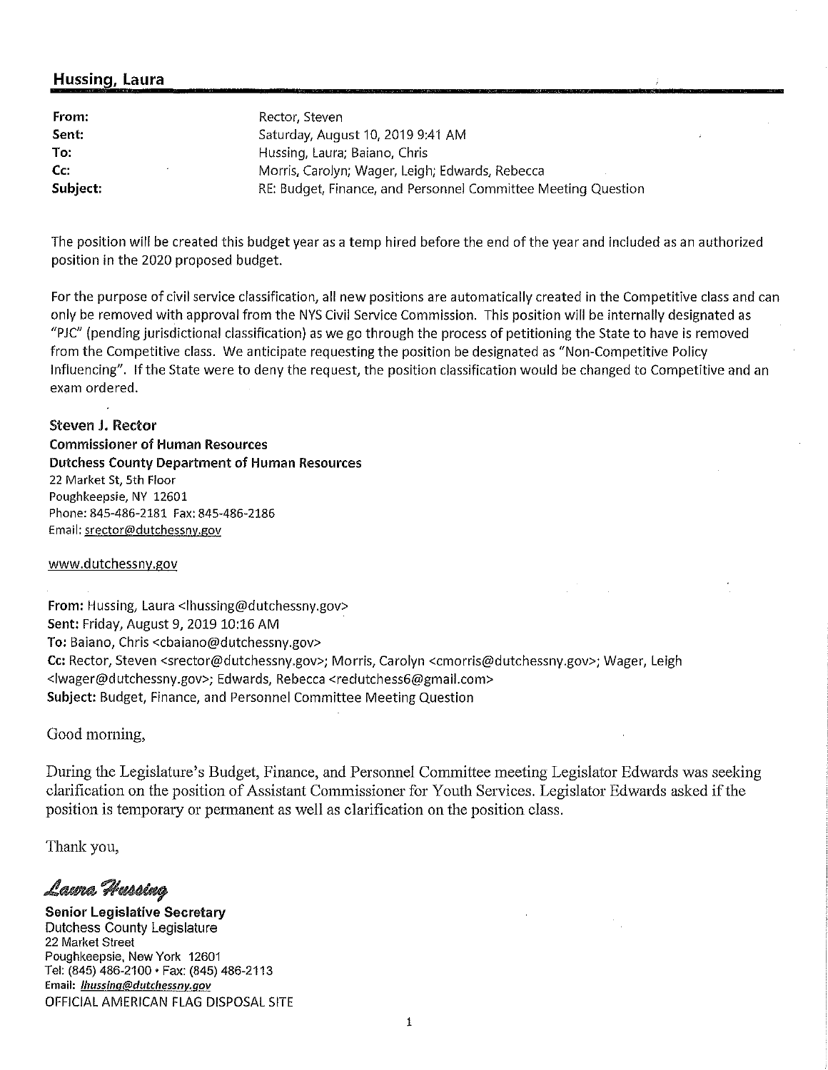**Hussing, Laura**

| | |
|---|---|
| **From:** | Rector, Steven |
| **Sent:** | Saturday, August 10, 2019 9:41 AM |
| **To:** | Hussing, Laura; Baiano, Chris |
| **Cc:** | Morris, Carolyn; Wager, Leigh; Edwards, Rebecca |
| **Subject:** | RE: Budget, Finance, and Personnel Committee Meeting Question |

The position will be created this budget year as a temp hired before the end of the year and included as an authorized position in the 2020 proposed budget.

For the purpose of civil service classification, all new positions are automatically created in the Competitive class and can only be removed with approval from the NYS Civil Service Commission. This position will be internally designated as "PJC" (pending jurisdictional classification) as we go through the process of petitioning the State to have is removed from the Competitive class. We anticipate requesting the position be designated as "Non-Competitive Policy Influencing". If the State were to deny the request, the position classification would be changed to Competitive and an exam ordered.

**Steven J. Rector**
**Commissioner of Human Resources**
**Dutchess County Department of Human Resources**
22 Market St, 5th Floor
Poughkeepsie, NY 12601
Phone: 845-486-2181 Fax: 845-486-2186
Email: srector@dutchessny.gov

www.dutchessny.gov

**From:** Hussing, Laura <lhussing@dutchessny.gov>
**Sent:** Friday, August 9, 2019 10:16 AM
**To:** Baiano, Chris <cbaiano@dutchessny.gov>
**Cc:** Rector, Steven <srector@dutchessny.gov>; Morris, Carolyn <cmorris@dutchessny.gov>; Wager, Leigh <lwager@dutchessny.gov>; Edwards, Rebecca <redutchess6@gmail.com>
**Subject:** Budget, Finance, and Personnel Committee Meeting Question

Good morning,

During the Legislature's Budget, Finance, and Personnel Committee meeting Legislator Edwards was seeking clarification on the position of Assistant Commissioner for Youth Services. Legislator Edwards asked if the position is temporary or permanent as well as clarification on the position class.

Thank you,

*Laura Hussing*

**Senior Legislative Secretary**
Dutchess County Legislature
22 Market Street
Poughkeepsie, New York 12601
Tel: (845) 486-2100 • Fax: (845) 486-2113
**Email:** ***lhussing@dutchessny.gov***
OFFICIAL AMERICAN FLAG DISPOSAL SITE